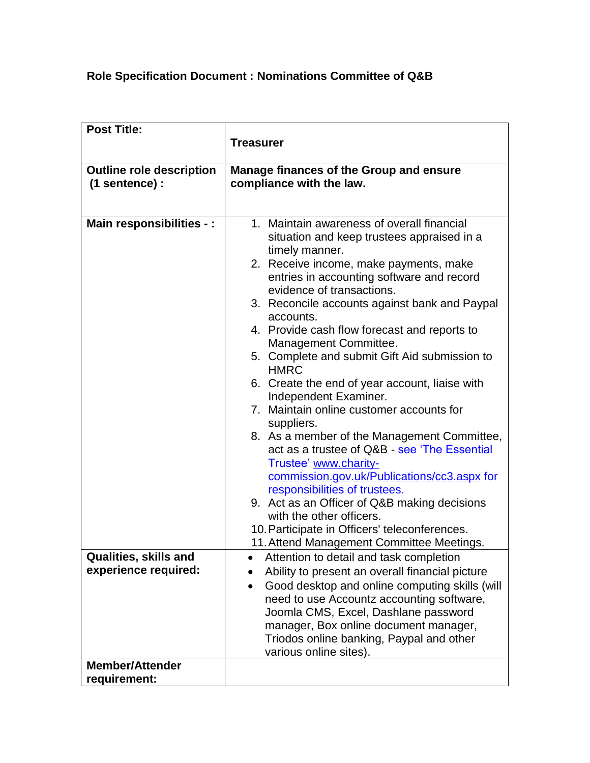**Role Specification Document : Nominations Committee of Q&B**

| **Post Title:** | **Treasurer** |
|---|---|
| **Outline role description (1 sentence) :** | **Manage finances of the Group and ensure compliance with the law.** |
| **Main responsibilities - :** | 1. Maintain awareness of overall financial situation and keep trustees appraised in a timely manner.<br>2. Receive income, make payments, make entries in accounting software and record evidence of transactions.<br>3. Reconcile accounts against bank and Paypal accounts.<br>4. Provide cash flow forecast and reports to Management Committee.<br>5. Complete and submit Gift Aid submission to HMRC<br>6. Create the end of year account, liaise with Independent Examiner.<br>7. Maintain online customer accounts for suppliers.<br>8. As a member of the Management Committee, act as a trustee of Q&B - see 'The Essential Trustee' www.charity-commission.gov.uk/Publications/cc3.aspx for responsibilities of trustees.<br>9. Act as an Officer of Q&B making decisions with the other officers.<br>10. Participate in Officers' teleconferences.<br>11. Attend Management Committee Meetings. |
| **Qualities, skills and experience required:** | • Attention to detail and task completion<br>• Ability to present an overall financial picture<br>• Good desktop and online computing skills (will need to use Accountz accounting software, Joomla CMS, Excel, Dashlane password manager, Box online document manager, Triodos online banking, Paypal and other various online sites). |
| **Member/Attender requirement:** | |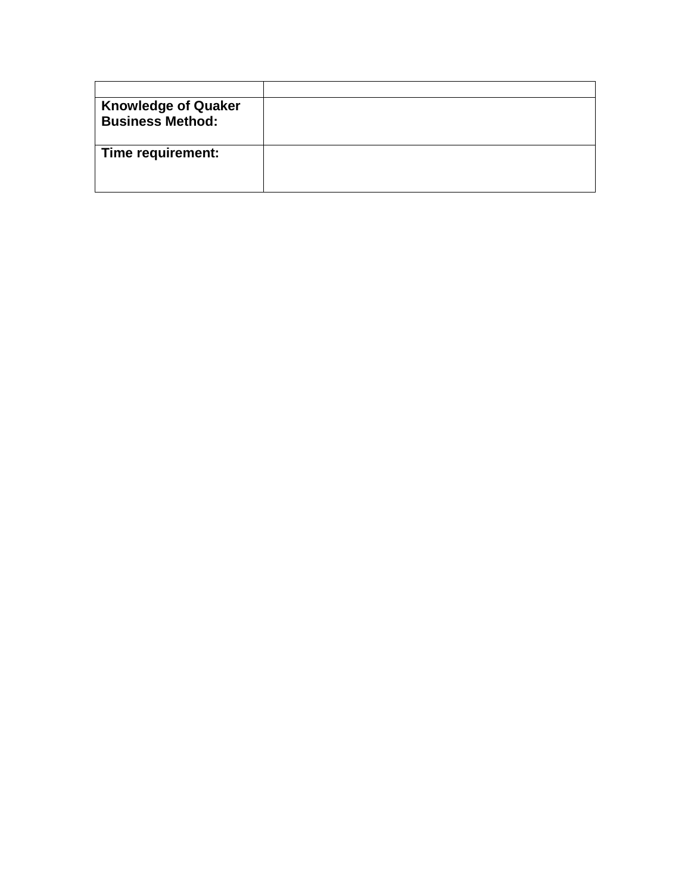| | |
|---|---|
| **Knowledge of Quaker Business Method:** | |
| **Time requirement:** | |